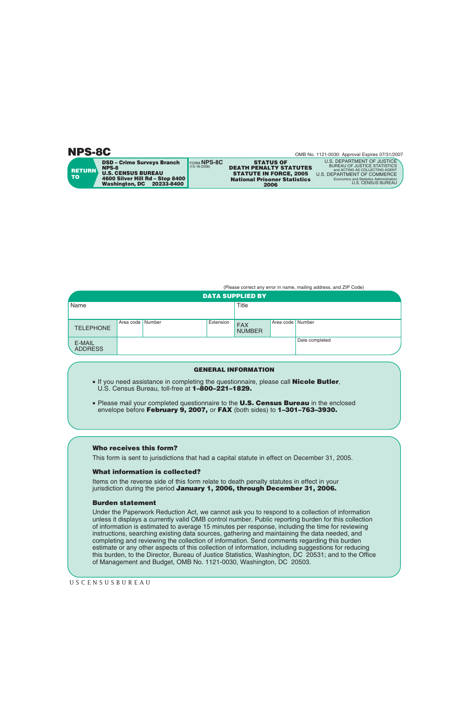# NPS-8C

OMB No. 1121-0030: Approval Expires 07/31/2007

| RETURN TO | FORM NPS-8C (10-18-2006) | | |
|---|---|---|---|
| **DSD – Crime Surveys Branch NPS-8 U.S. CENSUS BUREAU 4600 Silver Hill Rd – Stop 8400 Washington, DC 20233-8400** | **STATUS OF DEATH PENALTY STATUTES STATUTE IN FORCE, 2005 National Prisoner Statistics 2006** | U.S. DEPARTMENT OF JUSTICE BUREAU OF JUSTICE STATISTICS and ACTING AS COLLECTING AGENT U.S. DEPARTMENT OF COMMERCE Economics and Statistics Administration U.S. CENSUS BUREAU | |

(Please correct any error in name, mailing address, and ZIP Code)

## DATA SUPPLIED BY

| Name | | | Title | | |
|---|---|---|---|---|---|
| TELEPHONE | Area code | Number | Extension | FAX NUMBER | Area code / Number |
| E-MAIL ADDRESS | | | | Date completed | |

## GENERAL INFORMATION

- If you need assistance in completing the questionnaire, please call **Nicole Butler**, U.S. Census Bureau, toll-free at **1–800–221–1829.**
- Please mail your completed questionnaire to the **U.S. Census Bureau** in the enclosed envelope before **February 9, 2007,** or **FAX** (both sides) to **1–301–763–3930.**

### Who receives this form?

This form is sent to jurisdictions that had a capital statute in effect on December 31, 2005.

### What information is collected?

Items on the reverse side of this form relate to death penalty statutes in effect in your jurisdiction during the period **January 1, 2006, through December 31, 2006.**

### Burden statement

Under the Paperwork Reduction Act, we cannot ask you to respond to a collection of information unless it displays a currently valid OMB control number. Public reporting burden for this collection of information is estimated to average 15 minutes per response, including the time for reviewing instructions, searching existing data sources, gathering and maintaining the data needed, and completing and reviewing the collection of information. Send comments regarding this burden estimate or any other aspects of this collection of information, including suggestions for reducing this burden, to the Director, Bureau of Justice Statistics, Washington, DC 20531; and to the Office of Management and Budget, OMB No. 1121-0030, Washington, DC 20503.

USCENSUSBUREAU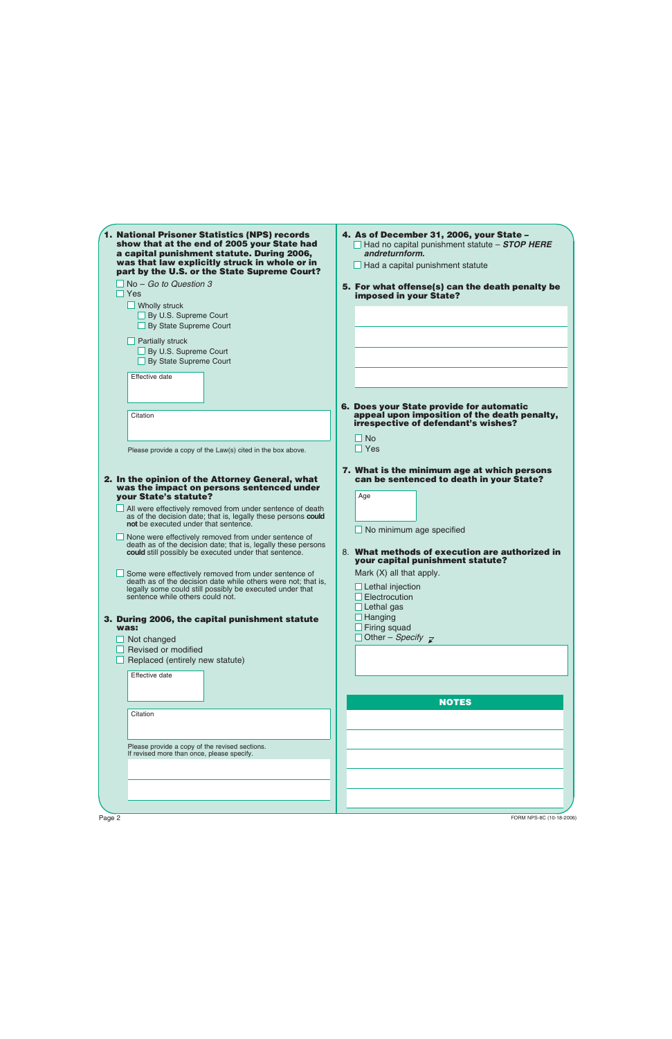**1. National Prisoner Statistics (NPS) records show that at the end of 2005 your State had a capital punishment statute. During 2006, was that law explicitly struck in whole or in part by the U.S. or the State Supreme Court?**

- ☐ No – *Go to Question 3*
- ☐ Yes
  - ☐ Wholly struck
    - ☐ By U.S. Supreme Court
    - ☐ By State Supreme Court
  - ☐ Partially struck
    - ☐ By U.S. Supreme Court
    - ☐ By State Supreme Court

Effective date

Citation

Please provide a copy of the Law(s) cited in the box above.

**2. In the opinion of the Attorney General, what was the impact on persons sentenced under your State's statute?**

- ☐ All were effectively removed from under sentence of death as of the decision date; that is, legally these persons **could not** be executed under that sentence.
- ☐ None were effectively removed from under sentence of death as of the decision date; that is, legally these persons **could** still possibly be executed under that sentence.
- ☐ Some were effectively removed from under sentence of death as of the decision date while others were not; that is, legally some could still possibly be executed under that sentence while others could not.

**3. During 2006, the capital punishment statute was:**

- ☐ Not changed
- ☐ Revised or modified
- ☐ Replaced (entirely new statute)

Effective date

Citation

Please provide a copy of the revised sections.
If revised more than once, please specify.

**4. As of December 31, 2006, your State –**

- ☐ Had no capital punishment statute – ***STOP HERE andreturnform.***
- ☐ Had a capital punishment statute

**5. For what offense(s) can the death penalty be imposed in your State?**

**6. Does your State provide for automatic appeal upon imposition of the death penalty, irrespective of defendant's wishes?**

- ☐ No
- ☐ Yes

**7. What is the minimum age at which persons can be sentenced to death in your State?**

Age

- ☐ No minimum age specified

8. **What methods of execution are authorized in your capital punishment statute?**

Mark (X) all that apply.

- ☐ Lethal injection
- ☐ Electrocution
- ☐ Lethal gas
- ☐ Hanging
- ☐ Firing squad
- ☐ Other – *Specify*

**NOTES**

FORM NPS-8C (10-18-2006)